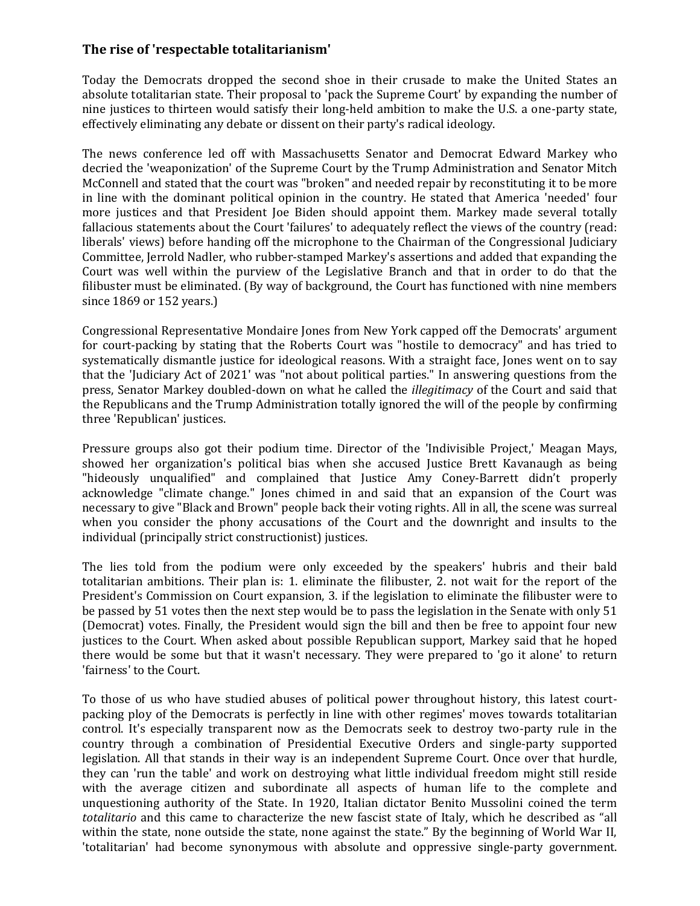### The rise of 'respectable totalitarianism'

Today the Democrats dropped the second shoe in their crusade to make the United States an absolute totalitarian state. Their proposal to 'pack the Supreme Court' by expanding the number of nine justices to thirteen would satisfy their long-held ambition to make the U.S. a one-party state, effectively eliminating any debate or dissent on their party's radical ideology.

The news conference led off with Massachusetts Senator and Democrat Edward Markey who decried the 'weaponization' of the Supreme Court by the Trump Administration and Senator Mitch McConnell and stated that the court was "broken" and needed repair by reconstituting it to be more in line with the dominant political opinion in the country. He stated that America 'needed' four more justices and that President Joe Biden should appoint them. Markey made several totally fallacious statements about the Court 'failures' to adequately reflect the views of the country (read: liberals' views) before handing off the microphone to the Chairman of the Congressional Judiciary Committee, Jerrold Nadler, who rubber-stamped Markey's assertions and added that expanding the Court was well within the purview of the Legislative Branch and that in order to do that the filibuster must be eliminated. (By way of background, the Court has functioned with nine members since 1869 or 152 years.)

Congressional Representative Mondaire Jones from New York capped off the Democrats' argument for court-packing by stating that the Roberts Court was "hostile to democracy" and has tried to systematically dismantle justice for ideological reasons. With a straight face, Jones went on to say that the 'Judiciary Act of 2021' was "not about political parties." In answering questions from the press, Senator Markey doubled-down on what he called the *illegitimacy* of the Court and said that the Republicans and the Trump Administration totally ignored the will of the people by confirming three 'Republican' justices.

Pressure groups also got their podium time. Director of the 'Indivisible Project,' Meagan Mays, showed her organization's political bias when she accused Justice Brett Kavanaugh as being "hideously unqualified" and complained that Justice Amy Coney-Barrett didn't properly acknowledge "climate change." Jones chimed in and said that an expansion of the Court was necessary to give "Black and Brown" people back their voting rights. All in all, the scene was surreal when you consider the phony accusations of the Court and the downright and insults to the individual (principally strict constructionist) justices.

The lies told from the podium were only exceeded by the speakers' hubris and their bald totalitarian ambitions. Their plan is: 1. eliminate the filibuster, 2. not wait for the report of the President's Commission on Court expansion, 3. if the legislation to eliminate the filibuster were to be passed by 51 votes then the next step would be to pass the legislation in the Senate with only 51 (Democrat) votes. Finally, the President would sign the bill and then be free to appoint four new justices to the Court. When asked about possible Republican support, Markey said that he hoped there would be some but that it wasn't necessary. They were prepared to 'go it alone' to return 'fairness' to the Court.

To those of us who have studied abuses of political power throughout history, this latest court-packing ploy of the Democrats is perfectly in line with other regimes' moves towards totalitarian control. It's especially transparent now as the Democrats seek to destroy two-party rule in the country through a combination of Presidential Executive Orders and single-party supported legislation. All that stands in their way is an independent Supreme Court. Once over that hurdle, they can 'run the table' and work on destroying what little individual freedom might still reside with the average citizen and subordinate all aspects of human life to the complete and unquestioning authority of the State. In 1920, Italian dictator Benito Mussolini coined the term *totalitario* and this came to characterize the new fascist state of Italy, which he described as "all within the state, none outside the state, none against the state." By the beginning of World War II, 'totalitarian' had become synonymous with absolute and oppressive single-party government.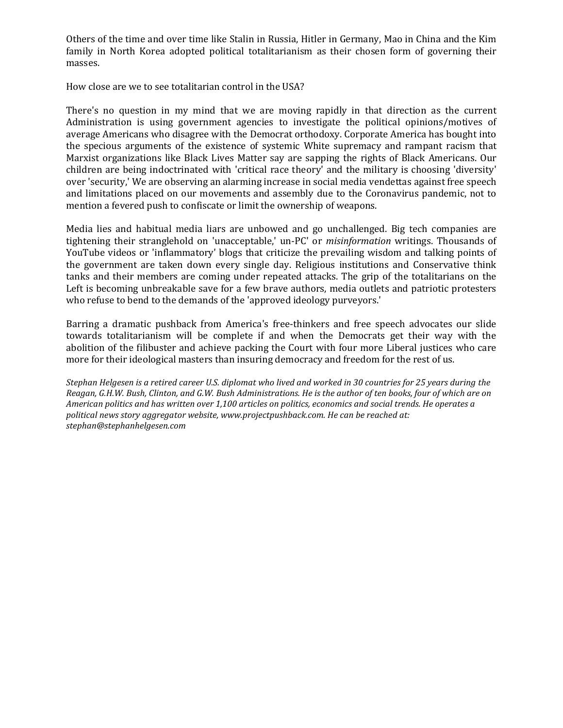Others of the time and over time like Stalin in Russia, Hitler in Germany, Mao in China and the Kim family in North Korea adopted political totalitarianism as their chosen form of governing their masses.

How close are we to see totalitarian control in the USA?

There's no question in my mind that we are moving rapidly in that direction as the current Administration is using government agencies to investigate the political opinions/motives of average Americans who disagree with the Democrat orthodoxy. Corporate America has bought into the specious arguments of the existence of systemic White supremacy and rampant racism that Marxist organizations like Black Lives Matter say are sapping the rights of Black Americans. Our children are being indoctrinated with 'critical race theory' and the military is choosing 'diversity' over 'security,' We are observing an alarming increase in social media vendettas against free speech and limitations placed on our movements and assembly due to the Coronavirus pandemic, not to mention a fevered push to confiscate or limit the ownership of weapons.

Media lies and habitual media liars are unbowed and go unchallenged. Big tech companies are tightening their stranglehold on 'unacceptable,' un-PC' or *misinformation* writings. Thousands of YouTube videos or 'inflammatory' blogs that criticize the prevailing wisdom and talking points of the government are taken down every single day. Religious institutions and Conservative think tanks and their members are coming under repeated attacks. The grip of the totalitarians on the Left is becoming unbreakable save for a few brave authors, media outlets and patriotic protesters who refuse to bend to the demands of the 'approved ideology purveyors.'

Barring a dramatic pushback from America's free-thinkers and free speech advocates our slide towards totalitarianism will be complete if and when the Democrats get their way with the abolition of the filibuster and achieve packing the Court with four more Liberal justices who care more for their ideological masters than insuring democracy and freedom for the rest of us.

*Stephan Helgesen is a retired career U.S. diplomat who lived and worked in 30 countries for 25 years during the Reagan, G.H.W. Bush, Clinton, and G.W. Bush Administrations. He is the author of ten books, four of which are on American politics and has written over 1,100 articles on politics, economics and social trends. He operates a political news story aggregator website, www.projectpushback.com. He can be reached at: stephan@stephanhelgesen.com*